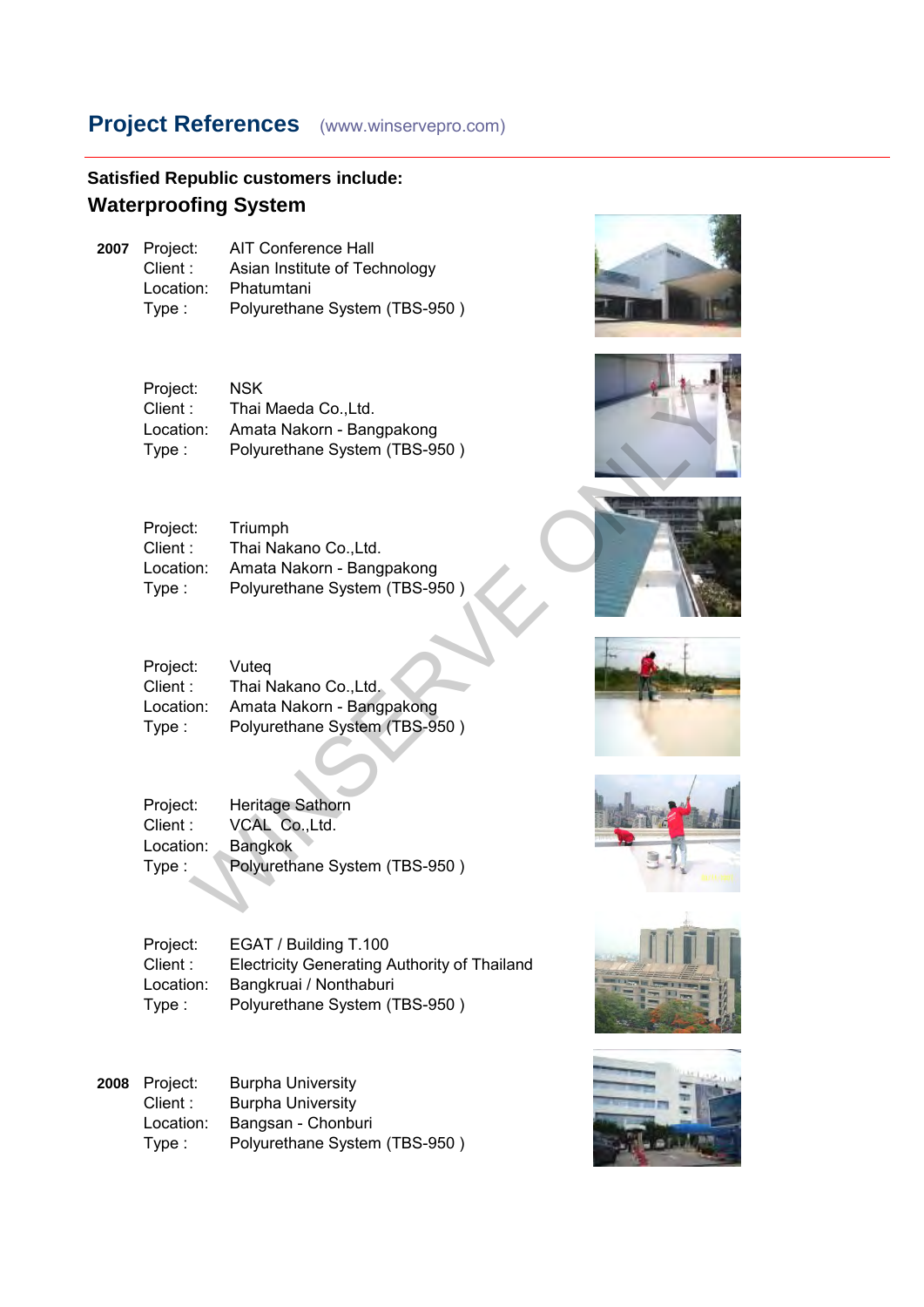# Project References (www.winservepro.com)

**Satisfied Republic customers include:**

## Waterproofing System

**2007**

Project: AIT Conference Hall
Client : Asian Institute of Technology
Location: Phatumtani
Type : Polyurethane System (TBS-950 )

Project: NSK
Client : Thai Maeda Co.,Ltd.
Location: Amata Nakorn - Bangpakong
Type : Polyurethane System (TBS-950 )

Project: Triumph
Client : Thai Nakano Co.,Ltd.
Location: Amata Nakorn - Bangpakong
Type : Polyurethane System (TBS-950 )

Project: Vuteq
Client : Thai Nakano Co.,Ltd.
Location: Amata Nakorn - Bangpakong
Type : Polyurethane System (TBS-950 )

Project: Heritage Sathorn
Client : VCAL Co.,Ltd.
Location: Bangkok
Type : Polyurethane System (TBS-950 )

Project: EGAT / Building T.100
Client : Electricity Generating Authority of Thailand
Location: Bangkruai / Nonthaburi
Type : Polyurethane System (TBS-950 )

**2008**

Project: Burpha University
Client : Burpha University
Location: Bangsan - Chonburi
Type : Polyurethane System (TBS-950 )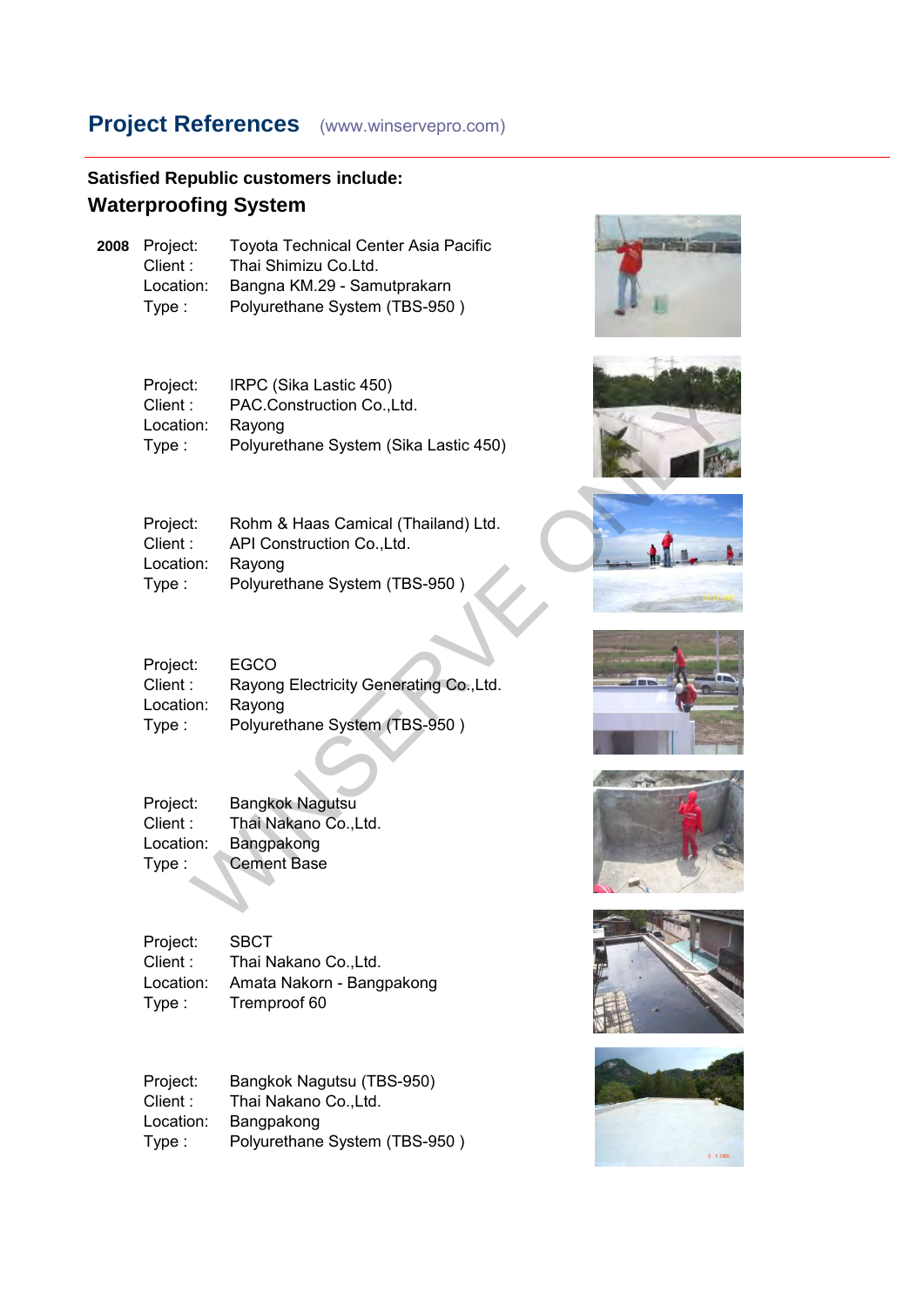## Project References (www.winservepro.com)

**Satisfied Republic customers include:**

### Waterproofing System

**2008**

Project: Toyota Technical Center Asia Pacific
Client : Thai Shimizu Co.Ltd.
Location: Bangna KM.29 - Samutprakarn
Type : Polyurethane System (TBS-950 )

Project: IRPC (Sika Lastic 450)
Client : PAC.Construction Co.,Ltd.
Location: Rayong
Type : Polyurethane System (Sika Lastic 450)

Project: Rohm & Haas Camical (Thailand) Ltd.
Client : API Construction Co.,Ltd.
Location: Rayong
Type : Polyurethane System (TBS-950 )

Project: EGCO
Client : Rayong Electricity Generating Co.,Ltd.
Location: Rayong
Type : Polyurethane System (TBS-950 )

Project: Bangkok Nagutsu
Client : Thai Nakano Co.,Ltd.
Location: Bangpakong
Type : Cement Base

Project: SBCT
Client : Thai Nakano Co.,Ltd.
Location: Amata Nakorn - Bangpakong
Type : Tremproof 60

Project: Bangkok Nagutsu (TBS-950)
Client : Thai Nakano Co.,Ltd.
Location: Bangpakong
Type : Polyurethane System (TBS-950 )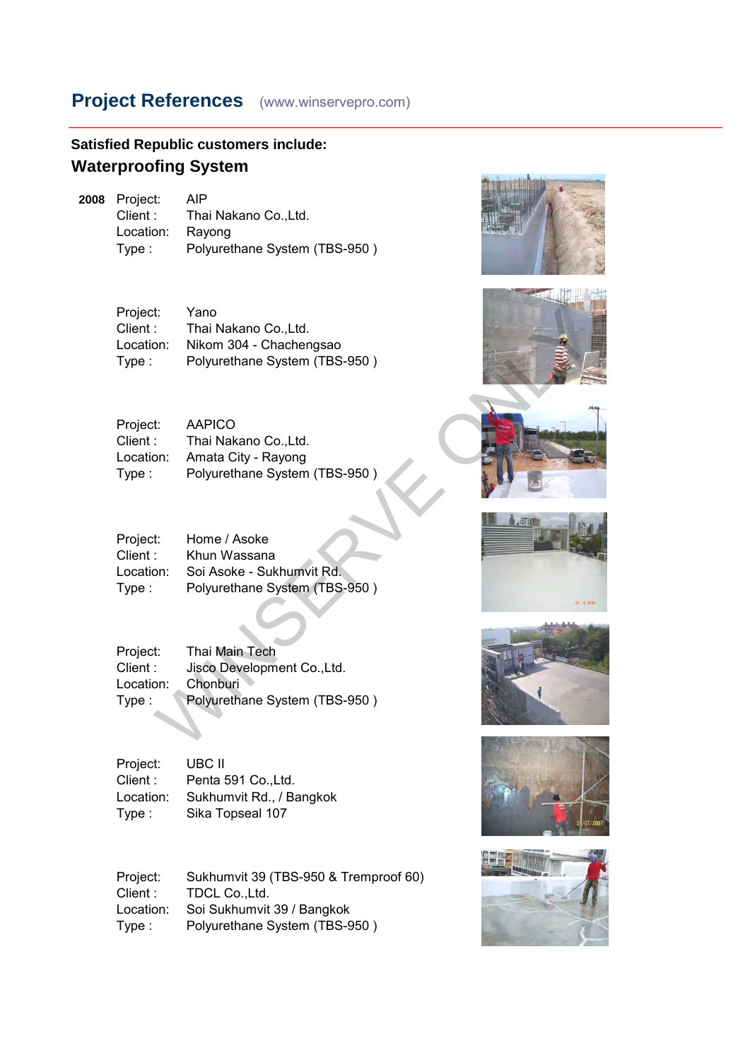## Project References (www.winservepro.com)

**Satisfied Republic customers include:**

### Waterproofing System

**2008**

Project: AIP
Client : Thai Nakano Co.,Ltd.
Location: Rayong
Type : Polyurethane System (TBS-950 )

Project: Yano
Client : Thai Nakano Co.,Ltd.
Location: Nikom 304 - Chachengsao
Type : Polyurethane System (TBS-950 )

Project: AAPICO
Client : Thai Nakano Co.,Ltd.
Location: Amata City - Rayong
Type : Polyurethane System (TBS-950 )

Project: Home / Asoke
Client : Khun Wassana
Location: Soi Asoke - Sukhumvit Rd.
Type : Polyurethane System (TBS-950 )

Project: Thai Main Tech
Client : Jisco Development Co.,Ltd.
Location: Chonburi
Type : Polyurethane System (TBS-950 )

Project: UBC II
Client : Penta 591 Co.,Ltd.
Location: Sukhumvit Rd., / Bangkok
Type : Sika Topseal 107

Project: Sukhumvit 39 (TBS-950 & Tremproof 60)
Client : TDCL Co.,Ltd.
Location: Soi Sukhumvit 39 / Bangkok
Type : Polyurethane System (TBS-950 )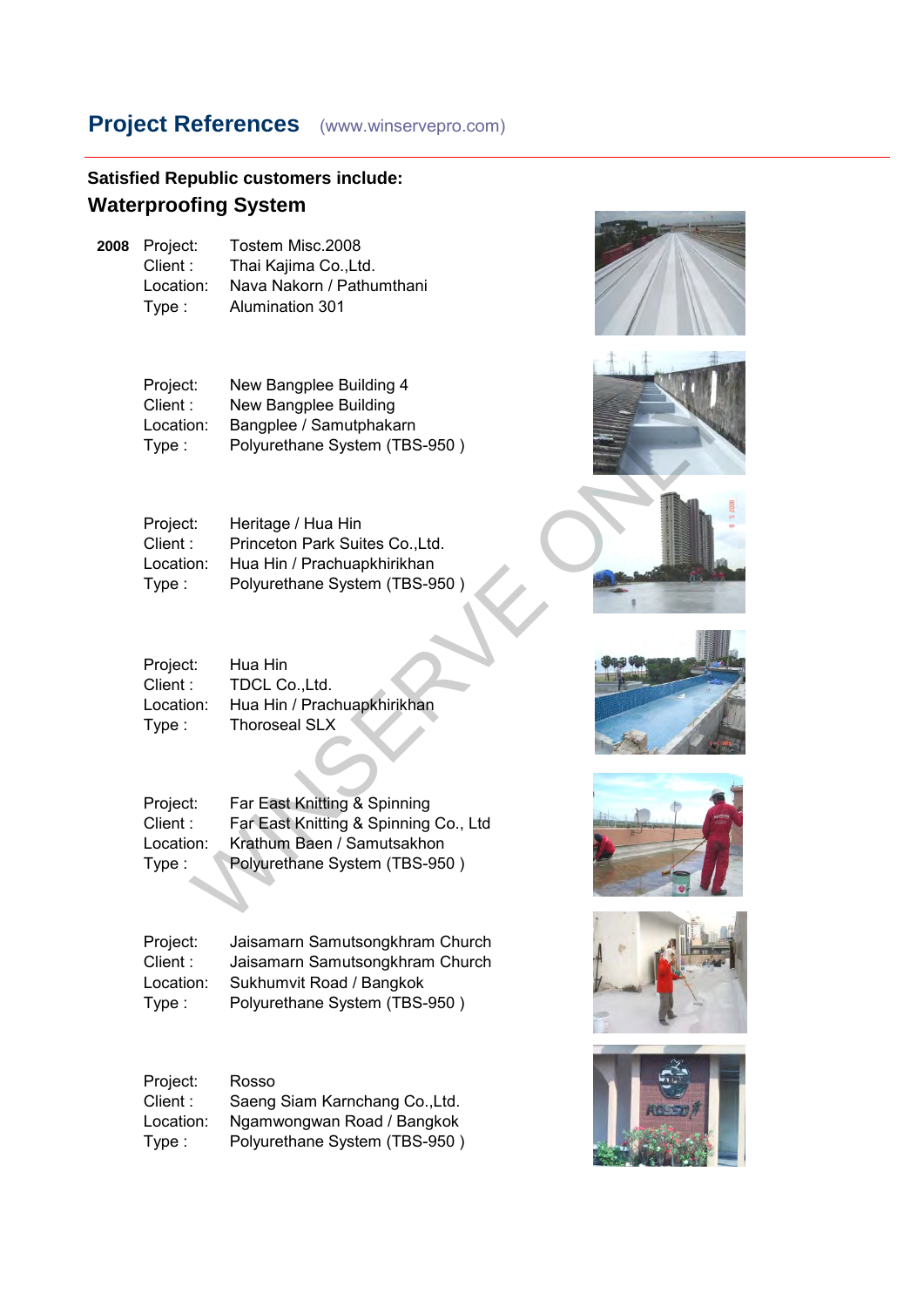## Project References (www.winservepro.com)

**Satisfied Republic customers include:**

### Waterproofing System

**2008** Project: Tostem Misc.2008
Client : Thai Kajima Co.,Ltd.
Location: Nava Nakorn / Pathumthani
Type : Alumination 301

Project: New Bangplee Building 4
Client : New Bangplee Building
Location: Bangplee / Samutphakarn
Type : Polyurethane System (TBS-950 )

Project: Heritage / Hua Hin
Client : Princeton Park Suites Co.,Ltd.
Location: Hua Hin / Prachuapkhirikhan
Type : Polyurethane System (TBS-950 )

Project: Hua Hin
Client : TDCL Co.,Ltd.
Location: Hua Hin / Prachuapkhirikhan
Type : Thoroseal SLX

Project: Far East Knitting & Spinning
Client : Far East Knitting & Spinning Co., Ltd
Location: Krathum Baen / Samutsakhon
Type : Polyurethane System (TBS-950 )

Project: Jaisamarn Samutsongkhram Church
Client : Jaisamarn Samutsongkhram Church
Location: Sukhumvit Road / Bangkok
Type : Polyurethane System (TBS-950 )

Project: Rosso
Client : Saeng Siam Karnchang Co.,Ltd.
Location: Ngamwongwan Road / Bangkok
Type : Polyurethane System (TBS-950 )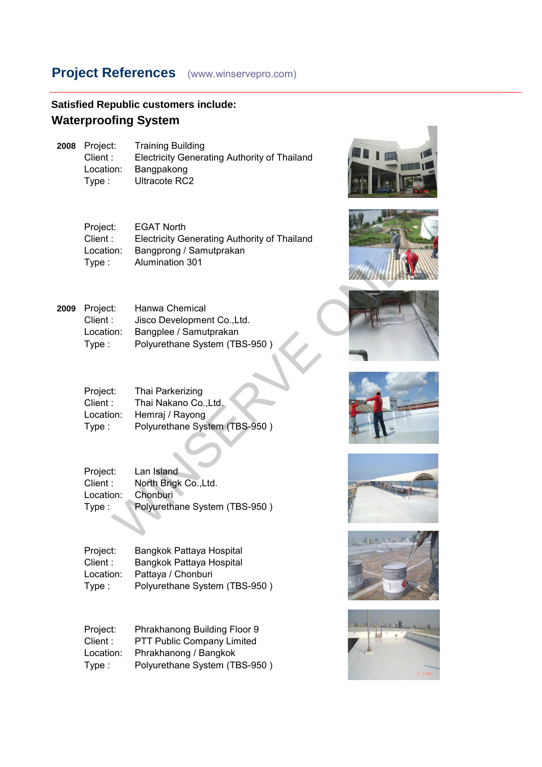# Project References (www.winservepro.com)

**Satisfied Republic customers include:**

## Waterproofing System

**2008** Project: Training Building
Client : Electricity Generating Authority of Thailand
Location: Bangpakong
Type : Ultracote RC2

Project: EGAT North
Client : Electricity Generating Authority of Thailand
Location: Bangprong / Samutprakan
Type : Alumination 301

**2009** Project: Hanwa Chemical
Client : Jisco Development Co.,Ltd.
Location: Bangplee / Samutprakan
Type : Polyurethane System (TBS-950 )

Project: Thai Parkerizing
Client : Thai Nakano Co.,Ltd.
Location: Hemraj / Rayong
Type : Polyurethane System (TBS-950 )

Project: Lan Island
Client : North Brigk Co.,Ltd.
Location: Chonburi
Type : Polyurethane System (TBS-950 )

Project: Bangkok Pattaya Hospital
Client : Bangkok Pattaya Hospital
Location: Pattaya / Chonburi
Type : Polyurethane System (TBS-950 )

Project: Phrakhanong Building Floor 9
Client : PTT Public Company Limited
Location: Phrakhanong / Bangkok
Type : Polyurethane System (TBS-950 )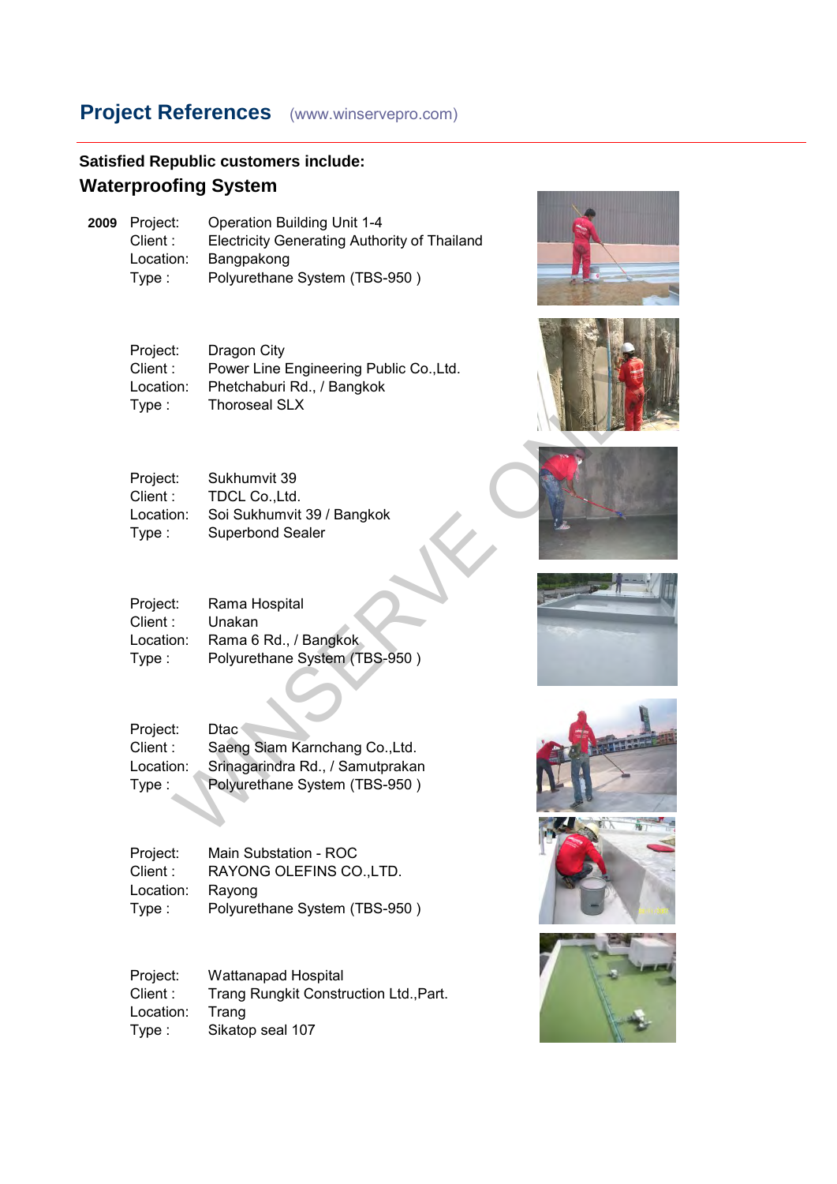# Project References (www.winservepro.com)

**Satisfied Republic customers include:**

## Waterproofing System

**2009**

Project: Operation Building Unit 1-4
Client : Electricity Generating Authority of Thailand
Location: Bangpakong
Type : Polyurethane System (TBS-950 )

Project: Dragon City
Client : Power Line Engineering Public Co.,Ltd.
Location: Phetchaburi Rd., / Bangkok
Type : Thoroseal SLX

Project: Sukhumvit 39
Client : TDCL Co.,Ltd.
Location: Soi Sukhumvit 39 / Bangkok
Type : Superbond Sealer

Project: Rama Hospital
Client : Unakan
Location: Rama 6 Rd., / Bangkok
Type : Polyurethane System (TBS-950 )

Project: Dtac
Client : Saeng Siam Karnchang Co.,Ltd.
Location: Srinagarindra Rd., / Samutprakan
Type : Polyurethane System (TBS-950 )

Project: Main Substation - ROC
Client : RAYONG OLEFINS CO.,LTD.
Location: Rayong
Type : Polyurethane System (TBS-950 )

Project: Wattanapad Hospital
Client : Trang Rungkit Construction Ltd.,Part.
Location: Trang
Type : Sikatop seal 107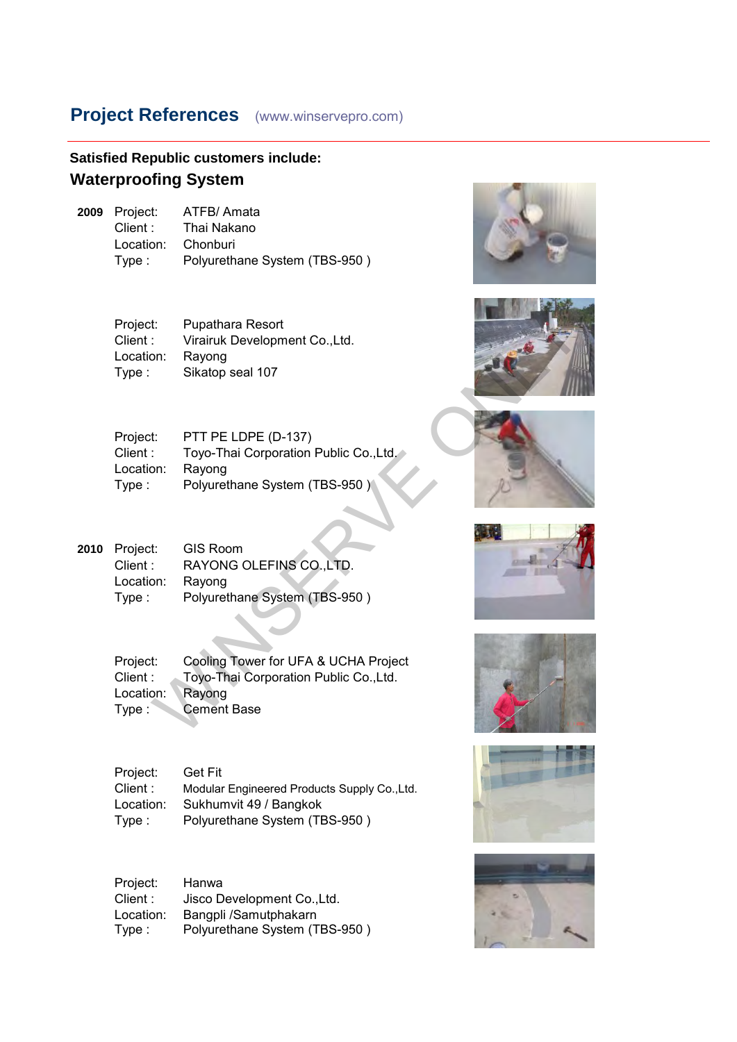## Project References (www.winservepro.com)

**Satisfied Republic customers include:**

### Waterproofing System

**2009**

Project: ATFB/ Amata
Client : Thai Nakano
Location: Chonburi
Type : Polyurethane System (TBS-950 )

Project: Pupathara Resort
Client : Virairuk Development Co.,Ltd.
Location: Rayong
Type : Sikatop seal 107

Project: PTT PE LDPE (D-137)
Client : Toyo-Thai Corporation Public Co.,Ltd.
Location: Rayong
Type : Polyurethane System (TBS-950 )

**2010**

Project: GIS Room
Client : RAYONG OLEFINS CO.,LTD.
Location: Rayong
Type : Polyurethane System (TBS-950 )

Project: Cooling Tower for UFA & UCHA Project
Client : Toyo-Thai Corporation Public Co.,Ltd.
Location: Rayong
Type : Cement Base

Project: Get Fit
Client : Modular Engineered Products Supply Co.,Ltd.
Location: Sukhumvit 49 / Bangkok
Type : Polyurethane System (TBS-950 )

Project: Hanwa
Client : Jisco Development Co.,Ltd.
Location: Bangpli /Samutphakarn
Type : Polyurethane System (TBS-950 )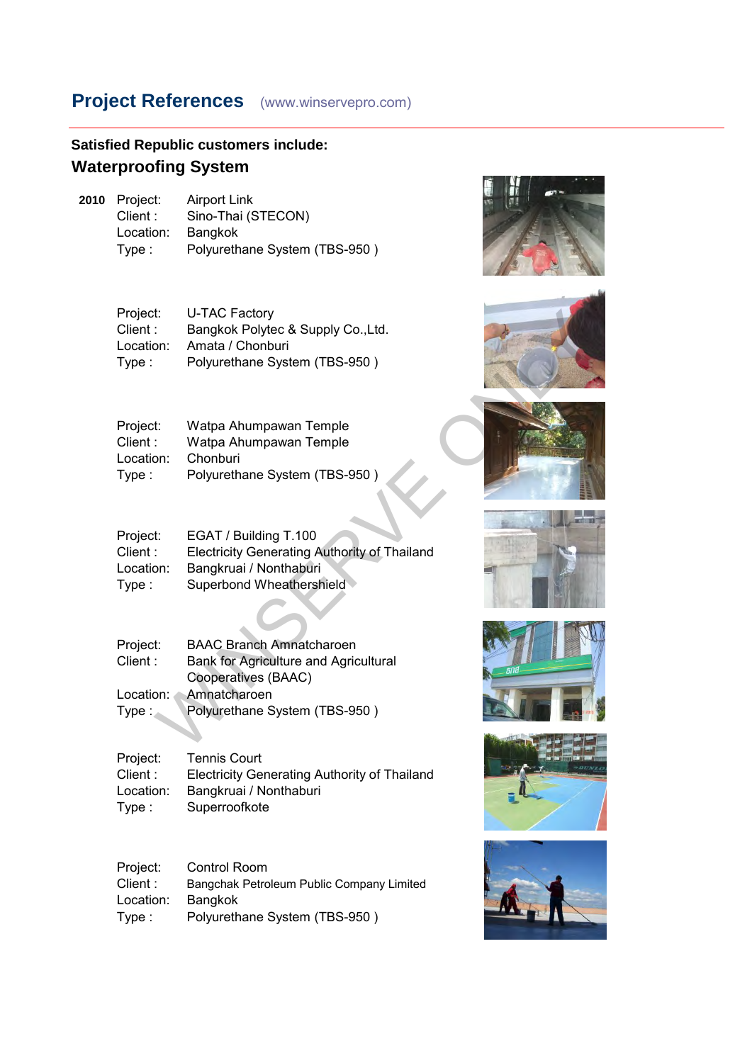## Project References (www.winservepro.com)

**Satisfied Republic customers include:**

### Waterproofing System

**2010**

Project: Airport Link
Client : Sino-Thai (STECON)
Location: Bangkok
Type : Polyurethane System (TBS-950 )

Project: U-TAC Factory
Client : Bangkok Polytec & Supply Co.,Ltd.
Location: Amata / Chonburi
Type : Polyurethane System (TBS-950 )

Project: Watpa Ahumpawan Temple
Client : Watpa Ahumpawan Temple
Location: Chonburi
Type : Polyurethane System (TBS-950 )

Project: EGAT / Building T.100
Client : Electricity Generating Authority of Thailand
Location: Bangkruai / Nonthaburi
Type : Superbond Wheathershield

Project: BAAC Branch Amnatcharoen
Client : Bank for Agriculture and Agricultural Cooperatives (BAAC)
Location: Amnatcharoen
Type : Polyurethane System (TBS-950 )

Project: Tennis Court
Client : Electricity Generating Authority of Thailand
Location: Bangkruai / Nonthaburi
Type : Superroofkote

Project: Control Room
Client : Bangchak Petroleum Public Company Limited
Location: Bangkok
Type : Polyurethane System (TBS-950 )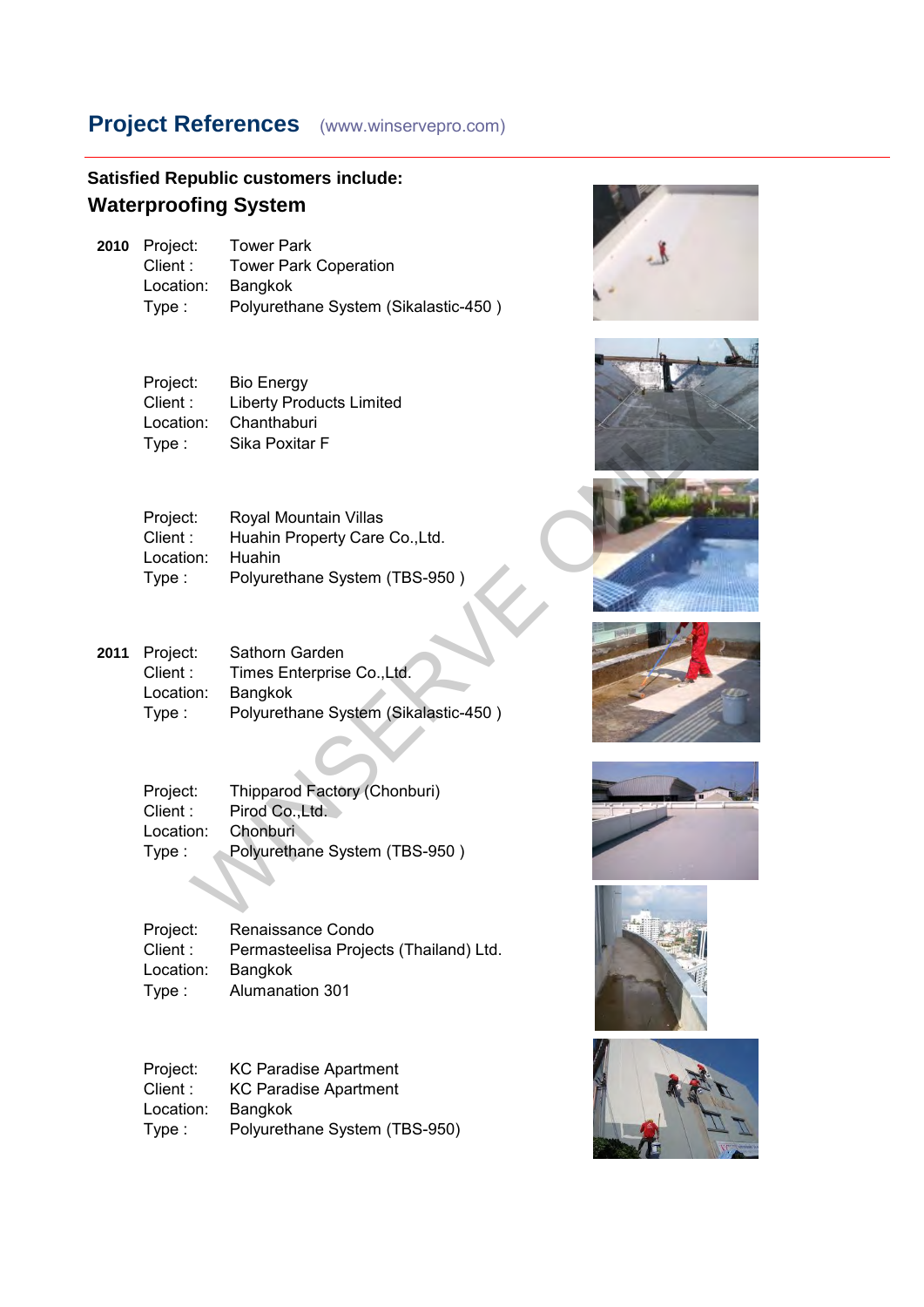# Project References (www.winservepro.com)

**Satisfied Republic customers include:**

## Waterproofing System

**2010** Project: Tower Park
Client : Tower Park Coperation
Location: Bangkok
Type : Polyurethane System (Sikalastic-450 )

Project: Bio Energy
Client : Liberty Products Limited
Location: Chanthaburi
Type : Sika Poxitar F

Project: Royal Mountain Villas
Client : Huahin Property Care Co.,Ltd.
Location: Huahin
Type : Polyurethane System (TBS-950 )

**2011** Project: Sathorn Garden
Client : Times Enterprise Co.,Ltd.
Location: Bangkok
Type : Polyurethane System (Sikalastic-450 )

Project: Thipparod Factory (Chonburi)
Client : Pirod Co.,Ltd.
Location: Chonburi
Type : Polyurethane System (TBS-950 )

Project: Renaissance Condo
Client : Permasteelisa Projects (Thailand) Ltd.
Location: Bangkok
Type : Alumanation 301

Project: KC Paradise Apartment
Client : KC Paradise Apartment
Location: Bangkok
Type : Polyurethane System (TBS-950)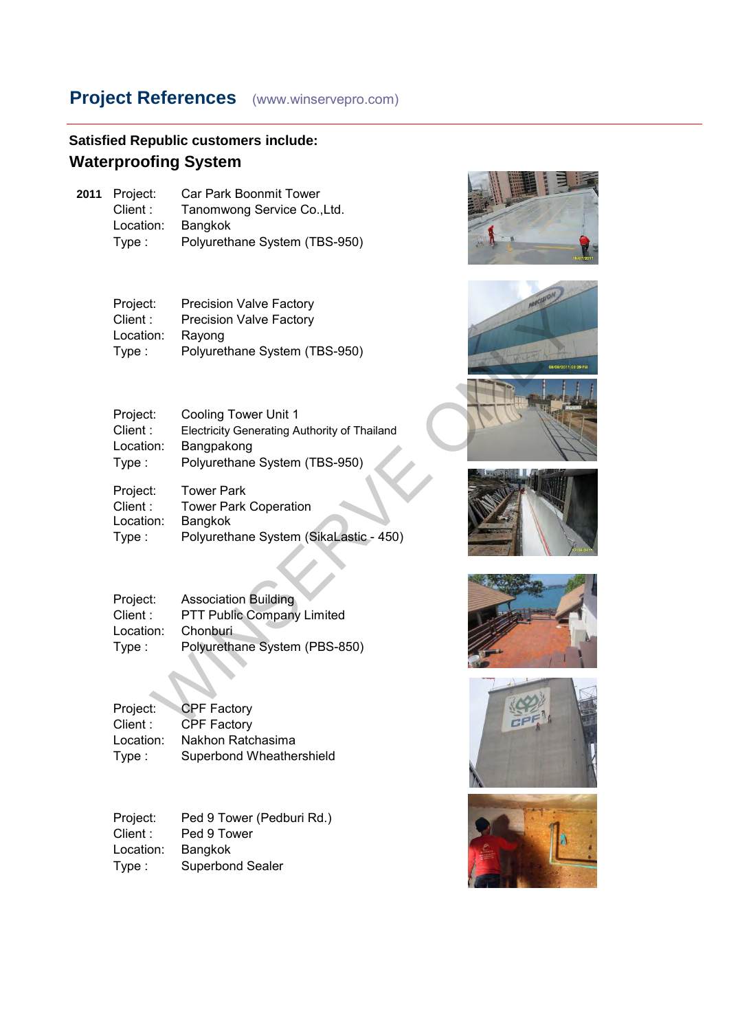## Project References (www.winservepro.com)

**Satisfied Republic customers include:**

### Waterproofing System

**2011**

Project: Car Park Boonmit Tower
Client : Tanomwong Service Co.,Ltd.
Location: Bangkok
Type : Polyurethane System (TBS-950)

Project: Precision Valve Factory
Client : Precision Valve Factory
Location: Rayong
Type : Polyurethane System (TBS-950)

Project: Cooling Tower Unit 1
Client : Electricity Generating Authority of Thailand
Location: Bangpakong
Type : Polyurethane System (TBS-950)

Project: Tower Park
Client : Tower Park Coperation
Location: Bangkok
Type : Polyurethane System (SikaLastic - 450)

Project: Association Building
Client : PTT Public Company Limited
Location: Chonburi
Type : Polyurethane System (PBS-850)

Project: CPF Factory
Client : CPF Factory
Location: Nakhon Ratchasima
Type : Superbond Wheathershield

Project: Ped 9 Tower (Pedburi Rd.)
Client : Ped 9 Tower
Location: Bangkok
Type : Superbond Sealer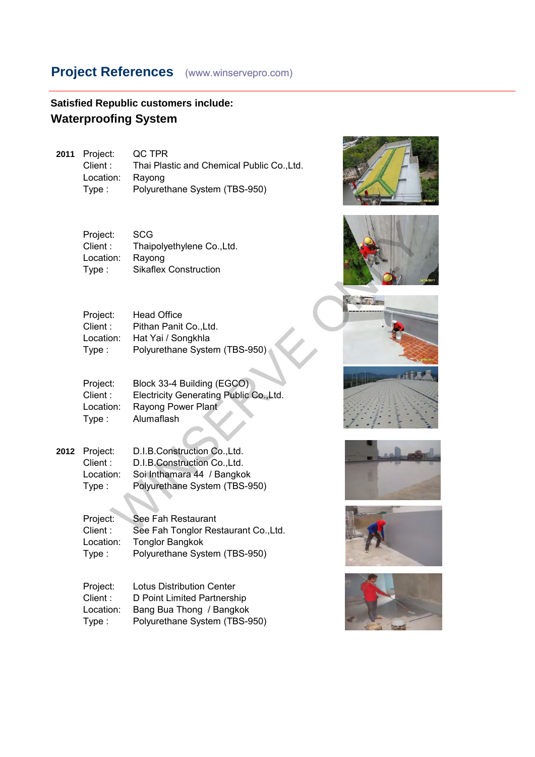## Project References (www.winservepro.com)

**Satisfied Republic customers include:**

### Waterproofing System

**2011**

Project: QC TPR
Client : Thai Plastic and Chemical Public Co.,Ltd.
Location: Rayong
Type : Polyurethane System (TBS-950)

Project: SCG
Client : Thaipolyethylene Co.,Ltd.
Location: Rayong
Type : Sikaflex Construction

Project: Head Office
Client : Pithan Panit Co.,Ltd.
Location: Hat Yai / Songkhla
Type : Polyurethane System (TBS-950)

Project: Block 33-4 Building (EGCO)
Client : Electricity Generating Public Co.,Ltd.
Location: Rayong Power Plant
Type : Alumaflash

**2012**

Project: D.I.B.Construction Co.,Ltd.
Client : D.I.B.Construction Co.,Ltd.
Location: Soi Inthamara 44 / Bangkok
Type : Polyurethane System (TBS-950)

Project: See Fah Restaurant
Client : See Fah Tonglor Restaurant Co.,Ltd.
Location: Tonglor Bangkok
Type : Polyurethane System (TBS-950)

Project: Lotus Distribution Center
Client : D Point Limited Partnership
Location: Bang Bua Thong / Bangkok
Type : Polyurethane System (TBS-950)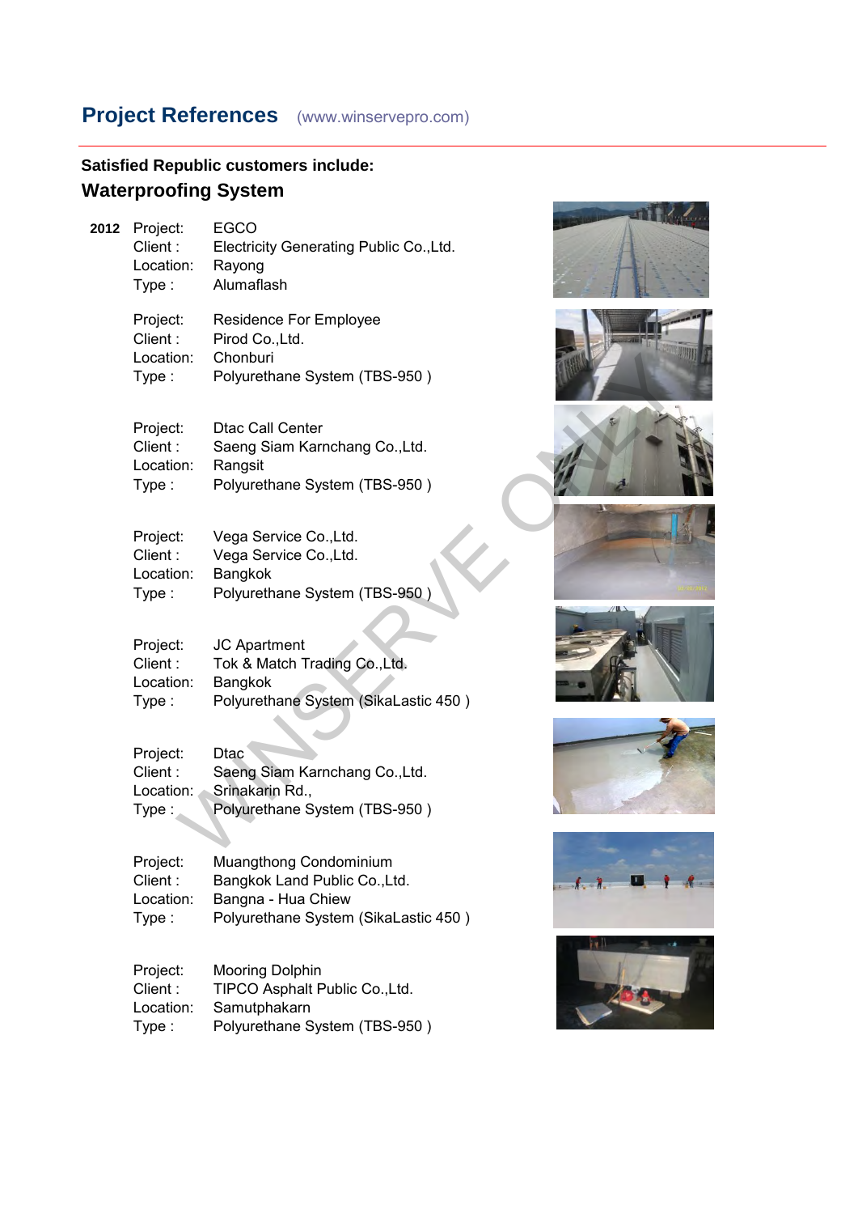## Project References (www.winservepro.com)

**Satisfied Republic customers include:**

### Waterproofing System

**2012**

Project: EGCO
Client : Electricity Generating Public Co.,Ltd.
Location: Rayong
Type : Alumaflash

Project: Residence For Employee
Client : Pirod Co.,Ltd.
Location: Chonburi
Type : Polyurethane System (TBS-950 )

Project: Dtac Call Center
Client : Saeng Siam Karnchang Co.,Ltd.
Location: Rangsit
Type : Polyurethane System (TBS-950 )

Project: Vega Service Co.,Ltd.
Client : Vega Service Co.,Ltd.
Location: Bangkok
Type : Polyurethane System (TBS-950 )

Project: JC Apartment
Client : Tok & Match Trading Co.,Ltd.
Location: Bangkok
Type : Polyurethane System (SikaLastic 450 )

Project: Dtac
Client : Saeng Siam Karnchang Co.,Ltd.
Location: Srinakarin Rd.,
Type : Polyurethane System (TBS-950 )

Project: Muangthong Condominium
Client : Bangkok Land Public Co.,Ltd.
Location: Bangna - Hua Chiew
Type : Polyurethane System (SikaLastic 450 )

Project: Mooring Dolphin
Client : TIPCO Asphalt Public Co.,Ltd.
Location: Samutphakarn
Type : Polyurethane System (TBS-950 )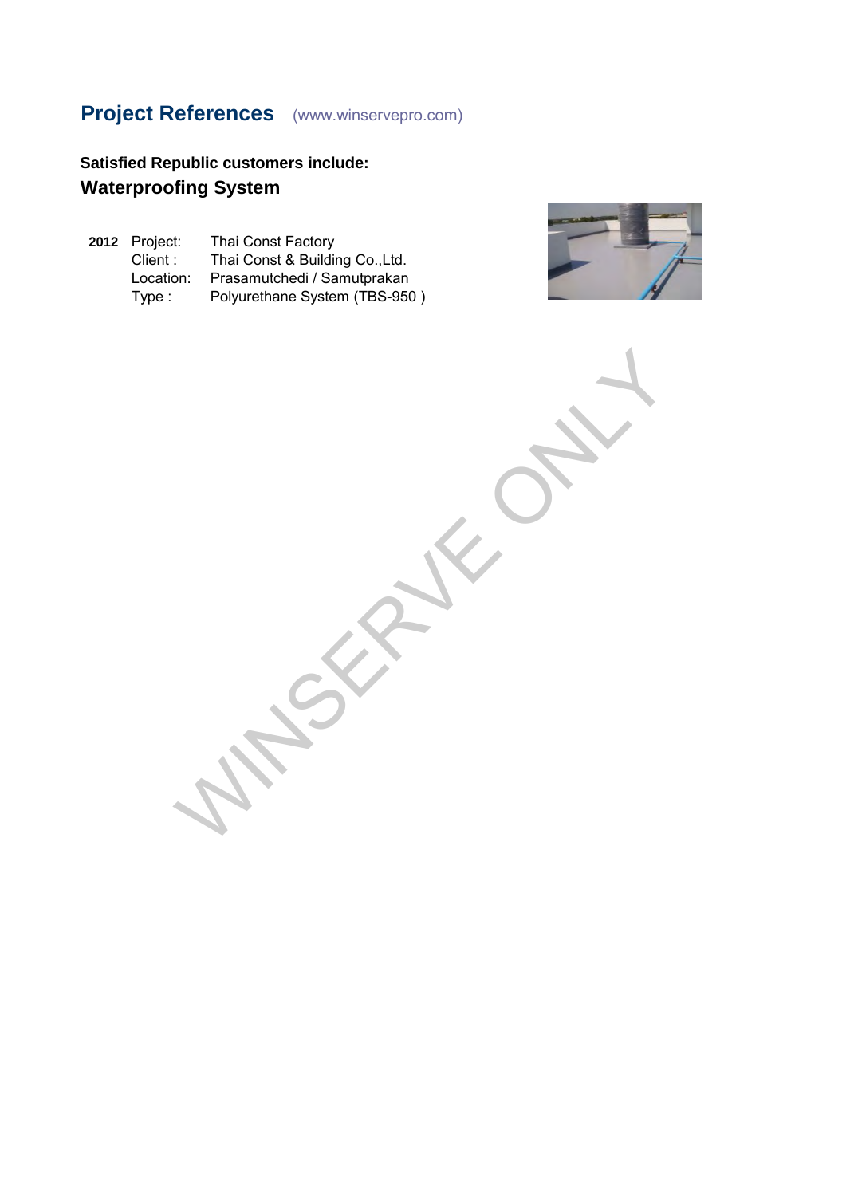## Project References (www.winservepro.com)

**Satisfied Republic customers include:**

### Waterproofing System

| | | |
|---|---|---|
| **2012** | Project: | Thai Const Factory |
| | Client : | Thai Const & Building Co.,Ltd. |
| | Location: | Prasamutchedi / Samutprakan |
| | Type : | Polyurethane System (TBS-950 ) |

WINSERVE ONLY